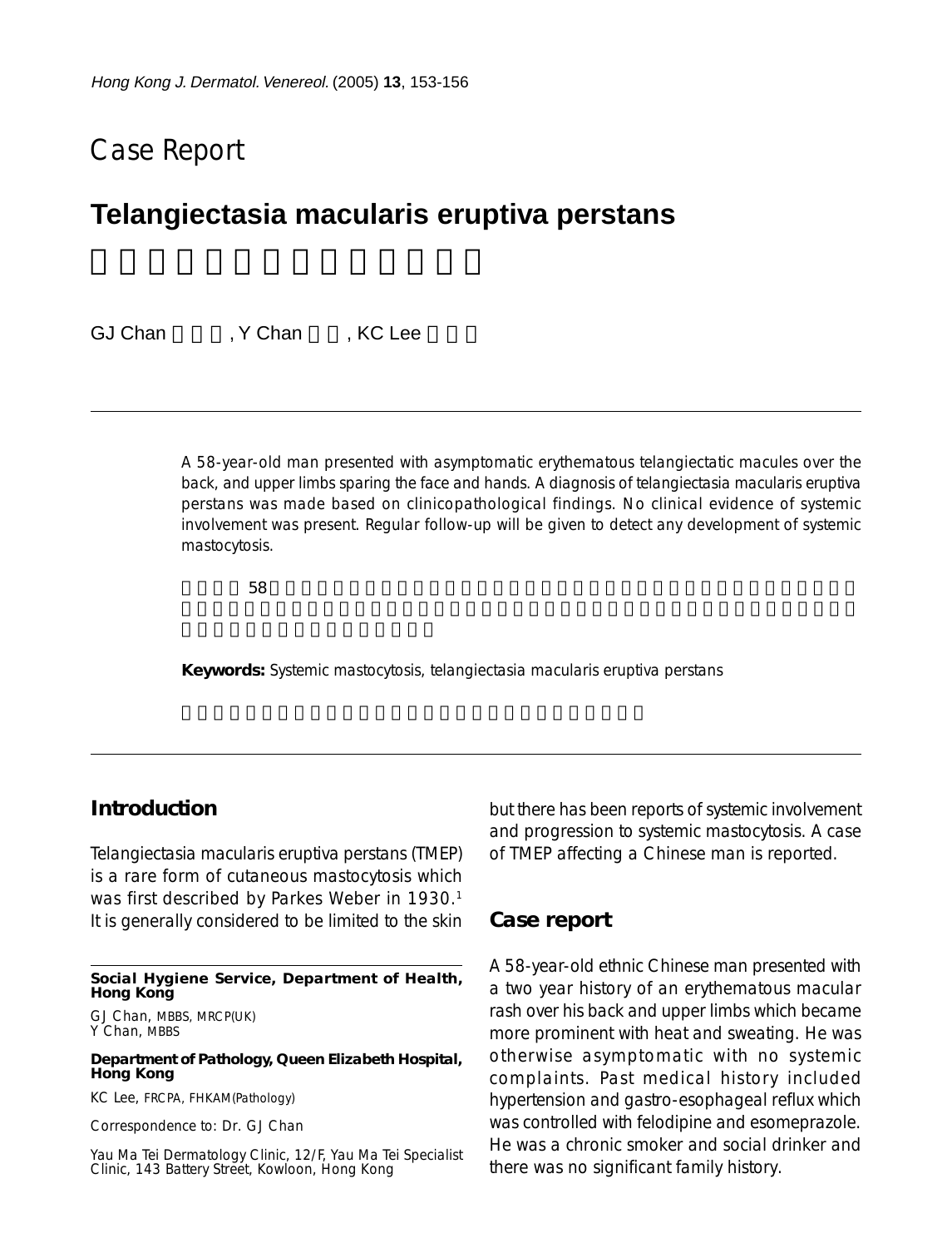# Case Report

## Telangiectasia macularis eruptiva perstans

GJ Chan, Y Chan, KC Lee

A 58-year-old man presented with asymptomatic erythematous telangiectatic macules over the back, and upper limbs sparing the face and hands. A diagnosis of telangiectasia macularis eruptiva perstans was made based on clinicopathological findings. No clinical evidence of systemic involvement was present. Regular follow-up will be given to detect any development of systemic mastocytosis.

58

**Keywords:** Systemic mastocytosis, telangiectasia macularis eruptiva perstans

## Introduction

Telangiectasia macularis eruptiva perstans (TMEP) is a rare form of cutaneous mastocytosis which was first described by Parkes Weber in 1930.[1] It is generally considered to be limited to the skin but there has been reports of systemic involvement and progression to systemic mastocytosis. A case of TMEP affecting a Chinese man is reported.

## Case report

A 58-year-old ethnic Chinese man presented with a two year history of an erythematous macular rash over his back and upper limbs which became more prominent with heat and sweating. He was otherwise asymptomatic with no systemic complaints. Past medical history included hypertension and gastro-esophageal reflux which was controlled with felodipine and esomeprazole. He was a chronic smoker and social drinker and there was no significant family history.

**Social Hygiene Service, Department of Health, Hong Kong**

GJ Chan, MBBS, MRCP(UK)
Y Chan, MBBS

**Department of Pathology, Queen Elizabeth Hospital, Hong Kong**

KC Lee, FRCPA, FHKAM(Pathology)

Correspondence to: Dr. GJ Chan

Yau Ma Tei Dermatology Clinic, 12/F, Yau Ma Tei Specialist Clinic, 143 Battery Street, Kowloon, Hong Kong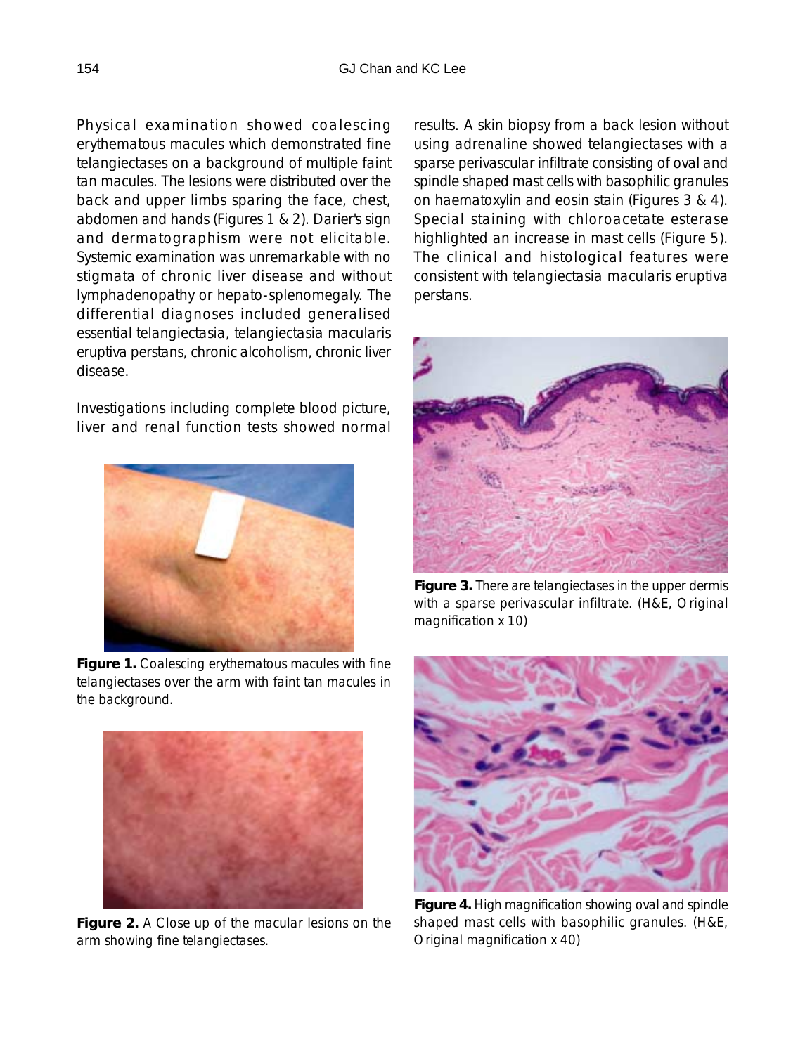Physical examination showed coalescing erythematous macules which demonstrated fine telangiectases on a background of multiple faint tan macules. The lesions were distributed over the back and upper limbs sparing the face, chest, abdomen and hands (Figures 1 & 2). Darier's sign and dermatographism were not elicitable. Systemic examination was unremarkable with no stigmata of chronic liver disease and without lymphadenopathy or hepato-splenomegaly. The differential diagnoses included generalised essential telangiectasia, telangiectasia macularis eruptiva perstans, chronic alcoholism, chronic liver disease.

Investigations including complete blood picture, liver and renal function tests showed normal results. A skin biopsy from a back lesion without using adrenaline showed telangiectases with a sparse perivascular infiltrate consisting of oval and spindle shaped mast cells with basophilic granules on haematoxylin and eosin stain (Figures 3 & 4). Special staining with chloroacetate esterase highlighted an increase in mast cells (Figure 5). The clinical and histological features were consistent with telangiectasia macularis eruptiva perstans.

**Figure 1.** Coalescing erythematous macules with fine telangiectases over the arm with faint tan macules in the background.

**Figure 2.** A Close up of the macular lesions on the arm showing fine telangiectases.

**Figure 3.** There are telangiectases in the upper dermis with a sparse perivascular infiltrate. (H&E, Original magnification x 10)

**Figure 4.** High magnification showing oval and spindle shaped mast cells with basophilic granules. (H&E, Original magnification x 40)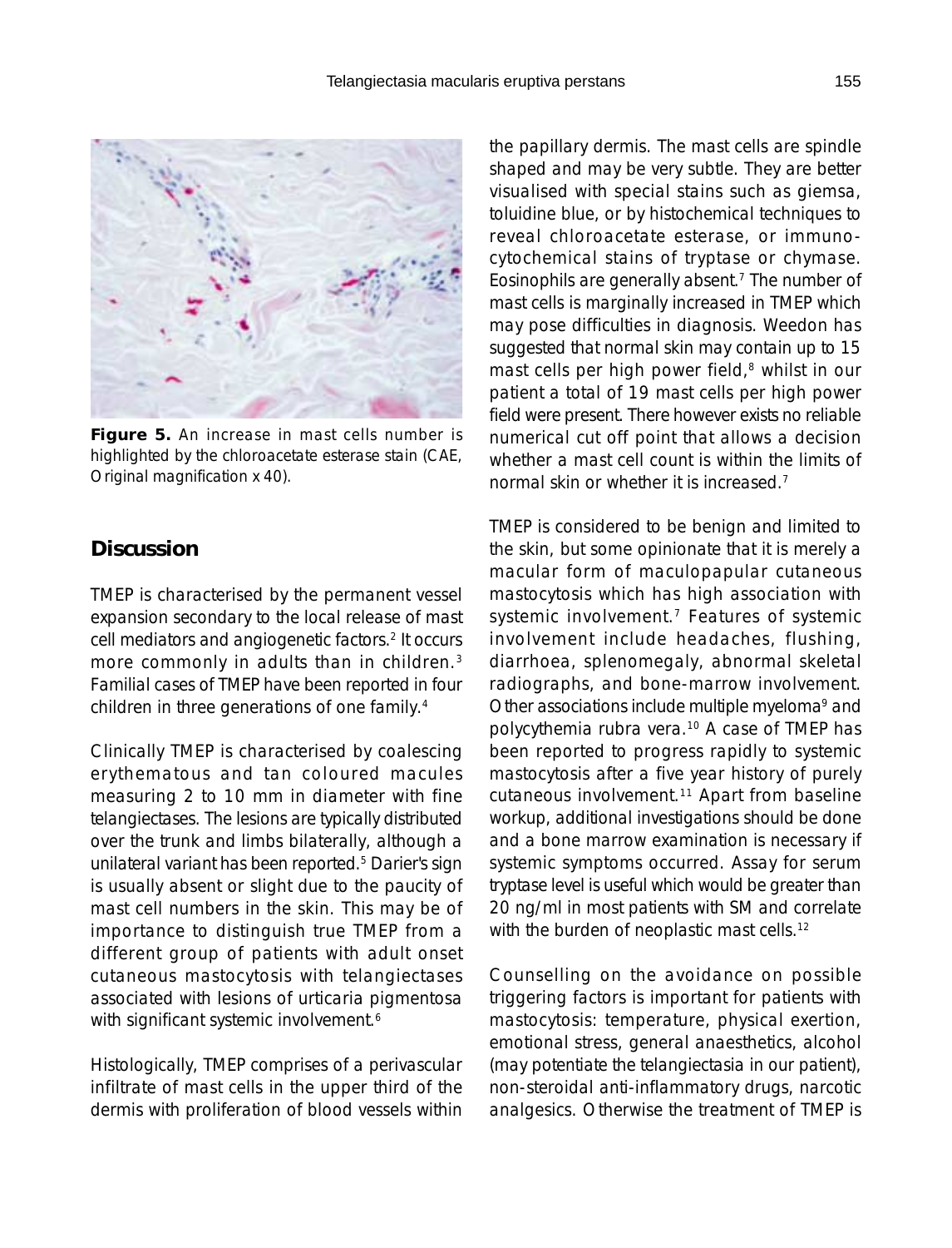**Figure 5.** An increase in mast cells number is highlighted by the chloroacetate esterase stain (CAE, Original magnification x 40).

## Discussion

TMEP is characterised by the permanent vessel expansion secondary to the local release of mast cell mediators and angiogenetic factors.[2] It occurs more commonly in adults than in children.[3] Familial cases of TMEP have been reported in four children in three generations of one family.[4]

Clinically TMEP is characterised by coalescing erythematous and tan coloured macules measuring 2 to 10 mm in diameter with fine telangiectases. The lesions are typically distributed over the trunk and limbs bilaterally, although a unilateral variant has been reported.[5] Darier's sign is usually absent or slight due to the paucity of mast cell numbers in the skin. This may be of importance to distinguish true TMEP from a different group of patients with adult onset cutaneous mastocytosis with telangiectases associated with lesions of urticaria pigmentosa with significant systemic involvement.[6]

Histologically, TMEP comprises of a perivascular infiltrate of mast cells in the upper third of the dermis with proliferation of blood vessels within the papillary dermis. The mast cells are spindle shaped and may be very subtle. They are better visualised with special stains such as giemsa, toluidine blue, or by histochemical techniques to reveal chloroacetate esterase, or immunocytochemical stains of tryptase or chymase. Eosinophils are generally absent.[7] The number of mast cells is marginally increased in TMEP which may pose difficulties in diagnosis. Weedon has suggested that normal skin may contain up to 15 mast cells per high power field,[8] whilst in our patient a total of 19 mast cells per high power field were present. There however exists no reliable numerical cut off point that allows a decision whether a mast cell count is within the limits of normal skin or whether it is increased.[7]

TMEP is considered to be benign and limited to the skin, but some opinionate that it is merely a macular form of maculopapular cutaneous mastocytosis which has high association with systemic involvement.[7] Features of systemic involvement include headaches, flushing, diarrhoea, splenomegaly, abnormal skeletal radiographs, and bone-marrow involvement. Other associations include multiple myeloma[9] and polycythemia rubra vera.[10] A case of TMEP has been reported to progress rapidly to systemic mastocytosis after a five year history of purely cutaneous involvement.[11] Apart from baseline workup, additional investigations should be done and a bone marrow examination is necessary if systemic symptoms occurred. Assay for serum tryptase level is useful which would be greater than 20 ng/ml in most patients with SM and correlate with the burden of neoplastic mast cells.[12]

Counselling on the avoidance on possible triggering factors is important for patients with mastocytosis: temperature, physical exertion, emotional stress, general anaesthetics, alcohol (may potentiate the telangiectasia in our patient), non-steroidal anti-inflammatory drugs, narcotic analgesics. Otherwise the treatment of TMEP is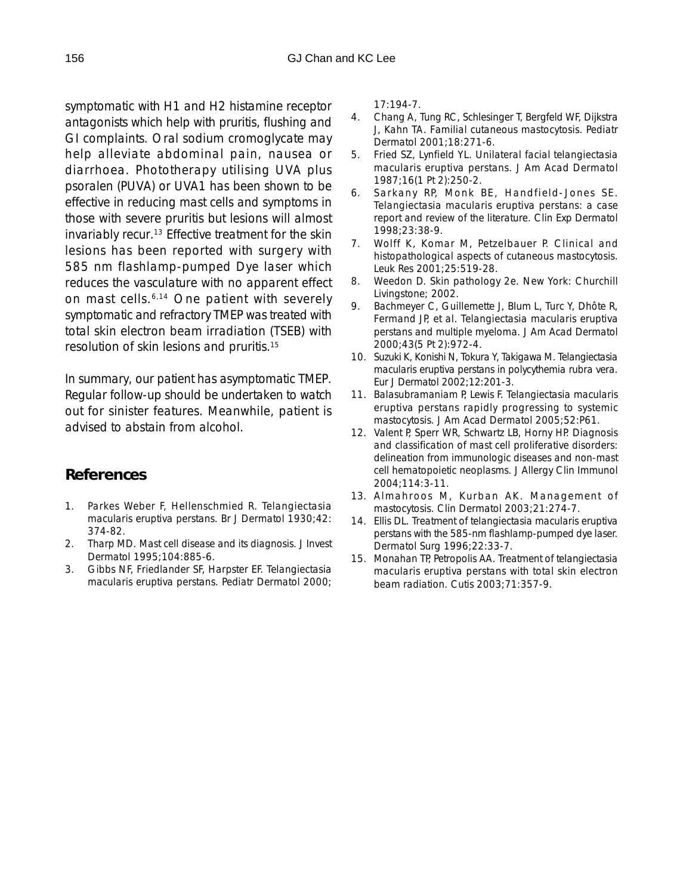symptomatic with H1 and H2 histamine receptor antagonists which help with pruritis, flushing and GI complaints. Oral sodium cromoglycate may help alleviate abdominal pain, nausea or diarrhoea. Phototherapy utilising UVA plus psoralen (PUVA) or UVA1 has been shown to be effective in reducing mast cells and symptoms in those with severe pruritis but lesions will almost invariably recur.[13] Effective treatment for the skin lesions has been reported with surgery with 585 nm flashlamp-pumped Dye laser which reduces the vasculature with no apparent effect on mast cells.[6,14] One patient with severely symptomatic and refractory TMEP was treated with total skin electron beam irradiation (TSEB) with resolution of skin lesions and pruritis.[15]

In summary, our patient has asymptomatic TMEP. Regular follow-up should be undertaken to watch out for sinister features. Meanwhile, patient is advised to abstain from alcohol.

## References

1. Parkes Weber F, Hellenschmied R. Telangiectasia macularis eruptiva perstans. Br J Dermatol 1930;42: 374-82.
2. Tharp MD. Mast cell disease and its diagnosis. J Invest Dermatol 1995;104:885-6.
3. Gibbs NF, Friedlander SF, Harpster EF. Telangiectasia macularis eruptiva perstans. Pediatr Dermatol 2000; 17:194-7.
4. Chang A, Tung RC, Schlesinger T, Bergfeld WF, Dijkstra J, Kahn TA. Familial cutaneous mastocytosis. Pediatr Dermatol 2001;18:271-6.
5. Fried SZ, Lynfield YL. Unilateral facial telangiectasia macularis eruptiva perstans. J Am Acad Dermatol 1987;16(1 Pt 2):250-2.
6. Sarkany RP, Monk BE, Handfield-Jones SE. Telangiectasia macularis eruptiva perstans: a case report and review of the literature. Clin Exp Dermatol 1998;23:38-9.
7. Wolff K, Komar M, Petzelbauer P. Clinical and histopathological aspects of cutaneous mastocytosis. Leuk Res 2001;25:519-28.
8. Weedon D. Skin pathology 2e. New York: Churchill Livingstone; 2002.
9. Bachmeyer C, Guillemette J, Blum L, Turc Y, Dhôte R, Fermand JP, et al. Telangiectasia macularis eruptiva perstans and multiple myeloma. J Am Acad Dermatol 2000;43(5 Pt 2):972-4.
10. Suzuki K, Konishi N, Tokura Y, Takigawa M. Telangiectasia macularis eruptiva perstans in polycythemia rubra vera. Eur J Dermatol 2002;12:201-3.
11. Balasubramaniam P, Lewis F. Telangiectasia macularis eruptiva perstans rapidly progressing to systemic mastocytosis. J Am Acad Dermatol 2005;52:P61.
12. Valent P, Sperr WR, Schwartz LB, Horny HP. Diagnosis and classification of mast cell proliferative disorders: delineation from immunologic diseases and non-mast cell hematopoietic neoplasms. J Allergy Clin Immunol 2004;114:3-11.
13. Almahroos M, Kurban AK. Management of mastocytosis. Clin Dermatol 2003;21:274-7.
14. Ellis DL. Treatment of telangiectasia macularis eruptiva perstans with the 585-nm flashlamp-pumped dye laser. Dermatol Surg 1996;22:33-7.
15. Monahan TP, Petropolis AA. Treatment of telangiectasia macularis eruptiva perstans with total skin electron beam radiation. Cutis 2003;71:357-9.